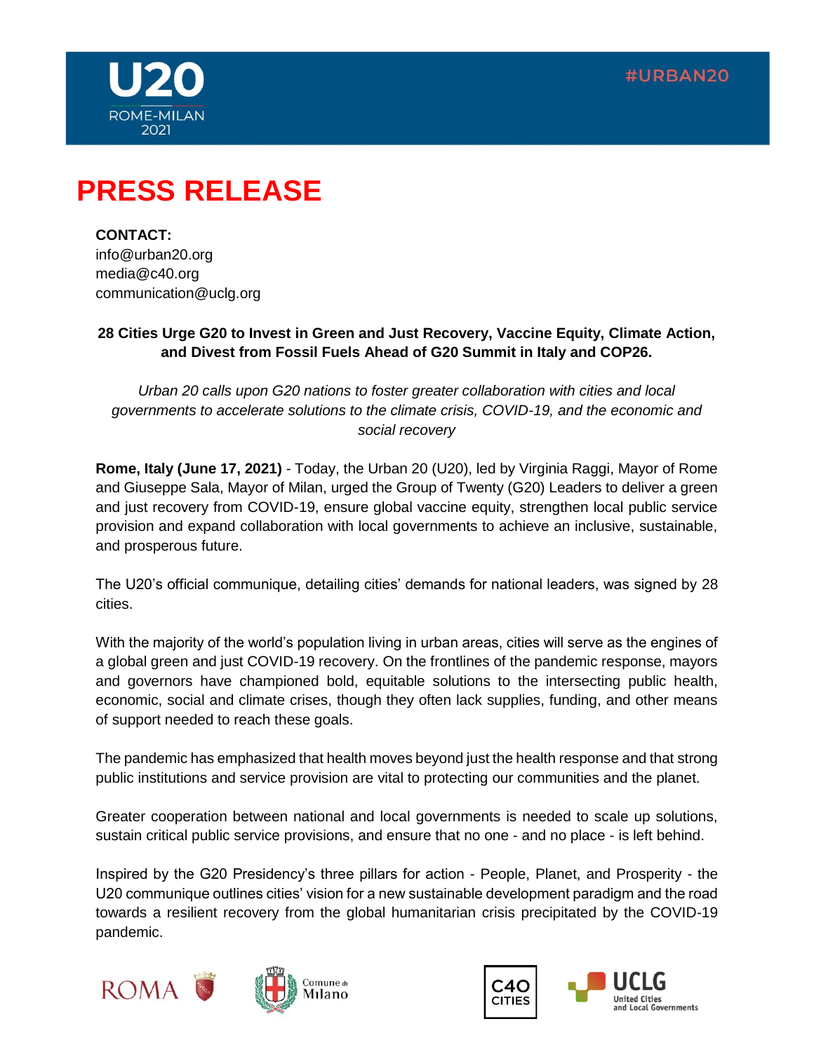U20

ROME-MILAN 2021

#URBAN20

# PRESS RELEASE

**CONTACT:**
info@urban20.org
media@c40.org
communication@uclg.org

**28 Cities Urge G20 to Invest in Green and Just Recovery, Vaccine Equity, Climate Action, and Divest from Fossil Fuels Ahead of G20 Summit in Italy and COP26.**

*Urban 20 calls upon G20 nations to foster greater collaboration with cities and local governments to accelerate solutions to the climate crisis, COVID-19, and the economic and social recovery*

**Rome, Italy (June 17, 2021)** - Today, the Urban 20 (U20), led by Virginia Raggi, Mayor of Rome and Giuseppe Sala, Mayor of Milan, urged the Group of Twenty (G20) Leaders to deliver a green and just recovery from COVID-19, ensure global vaccine equity, strengthen local public service provision and expand collaboration with local governments to achieve an inclusive, sustainable, and prosperous future.

The U20's official communique, detailing cities' demands for national leaders, was signed by 28 cities.

With the majority of the world's population living in urban areas, cities will serve as the engines of a global green and just COVID-19 recovery. On the frontlines of the pandemic response, mayors and governors have championed bold, equitable solutions to the intersecting public health, economic, social and climate crises, though they often lack supplies, funding, and other means of support needed to reach these goals.

The pandemic has emphasized that health moves beyond just the health response and that strong public institutions and service provision are vital to protecting our communities and the planet.

Greater cooperation between national and local governments is needed to scale up solutions, sustain critical public service provisions, and ensure that no one - and no place - is left behind.

Inspired by the G20 Presidency's three pillars for action - People, Planet, and Prosperity - the U20 communique outlines cities' vision for a new sustainable development paradigm and the road towards a resilient recovery from the global humanitarian crisis precipitated by the COVID-19 pandemic.

ROMA · Comune di Milano · C40 CITIES · UCLG United Cities and Local Governments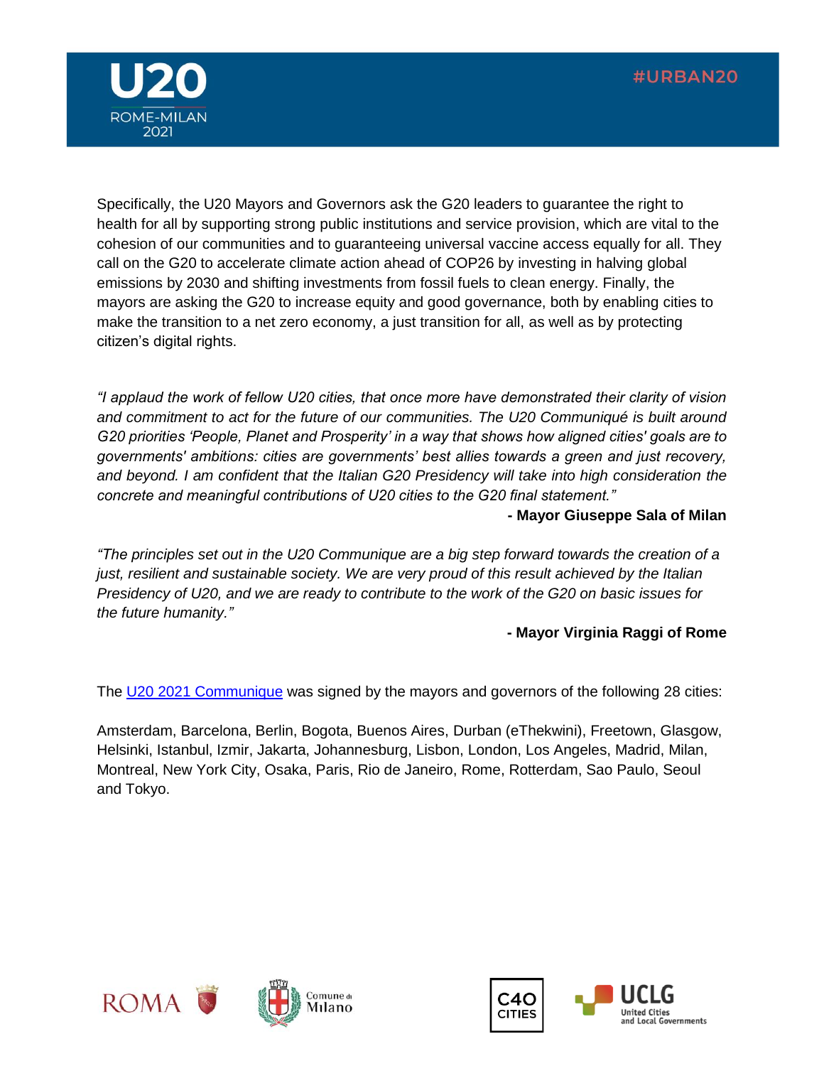Specifically, the U20 Mayors and Governors ask the G20 leaders to guarantee the right to health for all by supporting strong public institutions and service provision, which are vital to the cohesion of our communities and to guaranteeing universal vaccine access equally for all. They call on the G20 to accelerate climate action ahead of COP26 by investing in halving global emissions by 2030 and shifting investments from fossil fuels to clean energy. Finally, the mayors are asking the G20 to increase equity and good governance, both by enabling cities to make the transition to a net zero economy, a just transition for all, as well as by protecting citizen's digital rights.

*"I applaud the work of fellow U20 cities, that once more have demonstrated their clarity of vision and commitment to act for the future of our communities. The U20 Communiqué is built around G20 priorities 'People, Planet and Prosperity' in a way that shows how aligned cities' goals are to governments' ambitions: cities are governments' best allies towards a green and just recovery, and beyond. I am confident that the Italian G20 Presidency will take into high consideration the concrete and meaningful contributions of U20 cities to the G20 final statement."*

**- Mayor Giuseppe Sala of Milan**

*"The principles set out in the U20 Communique are a big step forward towards the creation of a just, resilient and sustainable society. We are very proud of this result achieved by the Italian Presidency of U20, and we are ready to contribute to the work of the G20 on basic issues for the future humanity."*

**- Mayor Virginia Raggi of Rome**

The [U20 2021 Communique] was signed by the mayors and governors of the following 28 cities:

Amsterdam, Barcelona, Berlin, Bogota, Buenos Aires, Durban (eThekwini), Freetown, Glasgow, Helsinki, Istanbul, Izmir, Jakarta, Johannesburg, Lisbon, London, Los Angeles, Madrid, Milan, Montreal, New York City, Osaka, Paris, Rio de Janeiro, Rome, Rotterdam, Sao Paulo, Seoul and Tokyo.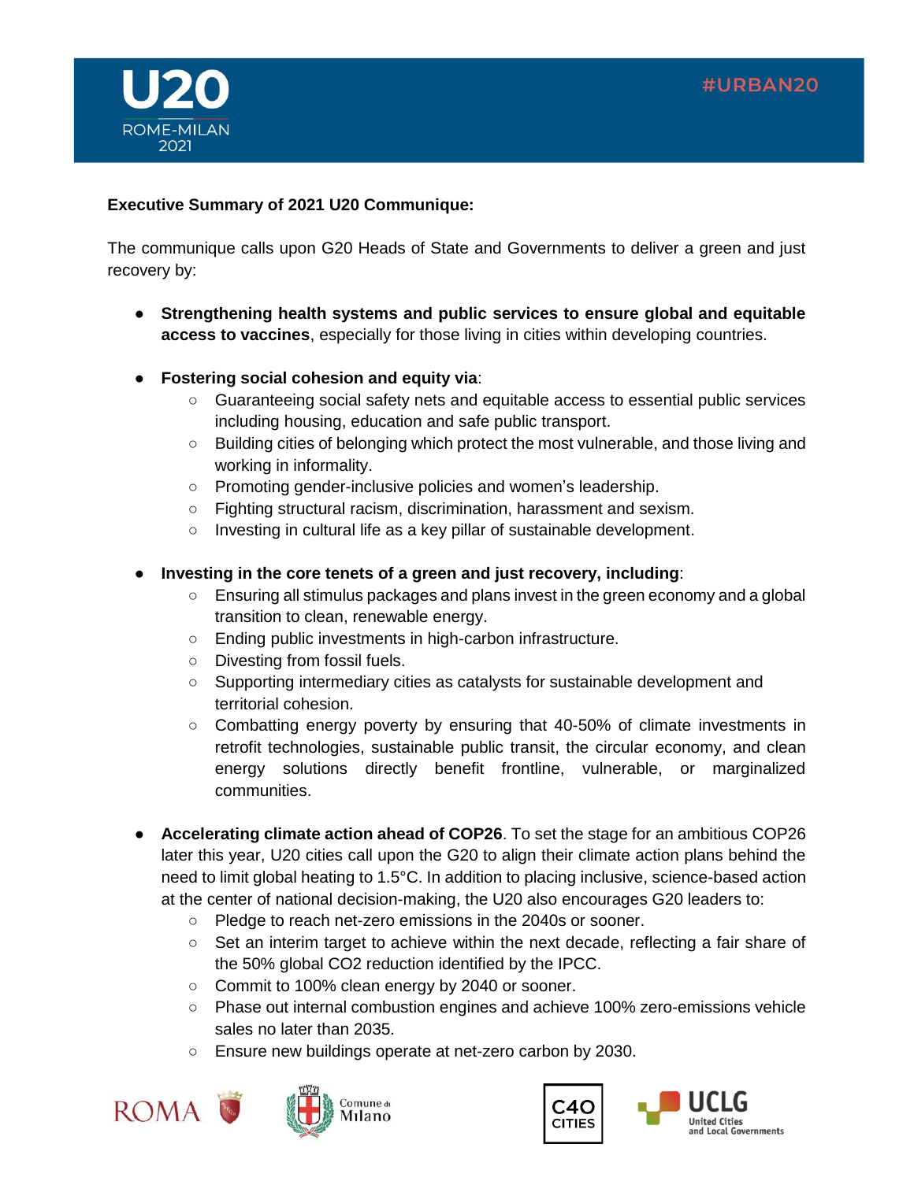**Executive Summary of 2021 U20 Communique:**

The communique calls upon G20 Heads of State and Governments to deliver a green and just recovery by:

- **Strengthening health systems and public services to ensure global and equitable access to vaccines**, especially for those living in cities within developing countries.

- **Fostering social cohesion and equity via**:
  - Guaranteeing social safety nets and equitable access to essential public services including housing, education and safe public transport.
  - Building cities of belonging which protect the most vulnerable, and those living and working in informality.
  - Promoting gender-inclusive policies and women's leadership.
  - Fighting structural racism, discrimination, harassment and sexism.
  - Investing in cultural life as a key pillar of sustainable development.

- **Investing in the core tenets of a green and just recovery, including**:
  - Ensuring all stimulus packages and plans invest in the green economy and a global transition to clean, renewable energy.
  - Ending public investments in high-carbon infrastructure.
  - Divesting from fossil fuels.
  - Supporting intermediary cities as catalysts for sustainable development and territorial cohesion.
  - Combatting energy poverty by ensuring that 40-50% of climate investments in retrofit technologies, sustainable public transit, the circular economy, and clean energy solutions directly benefit frontline, vulnerable, or marginalized communities.

- **Accelerating climate action ahead of COP26**. To set the stage for an ambitious COP26 later this year, U20 cities call upon the G20 to align their climate action plans behind the need to limit global heating to 1.5°C. In addition to placing inclusive, science-based action at the center of national decision-making, the U20 also encourages G20 leaders to:
  - Pledge to reach net-zero emissions in the 2040s or sooner.
  - Set an interim target to achieve within the next decade, reflecting a fair share of the 50% global $CO_2$ reduction identified by the IPCC.
  - Commit to 100% clean energy by 2040 or sooner.
  - Phase out internal combustion engines and achieve 100% zero-emissions vehicle sales no later than 2035.
  - Ensure new buildings operate at net-zero carbon by 2030.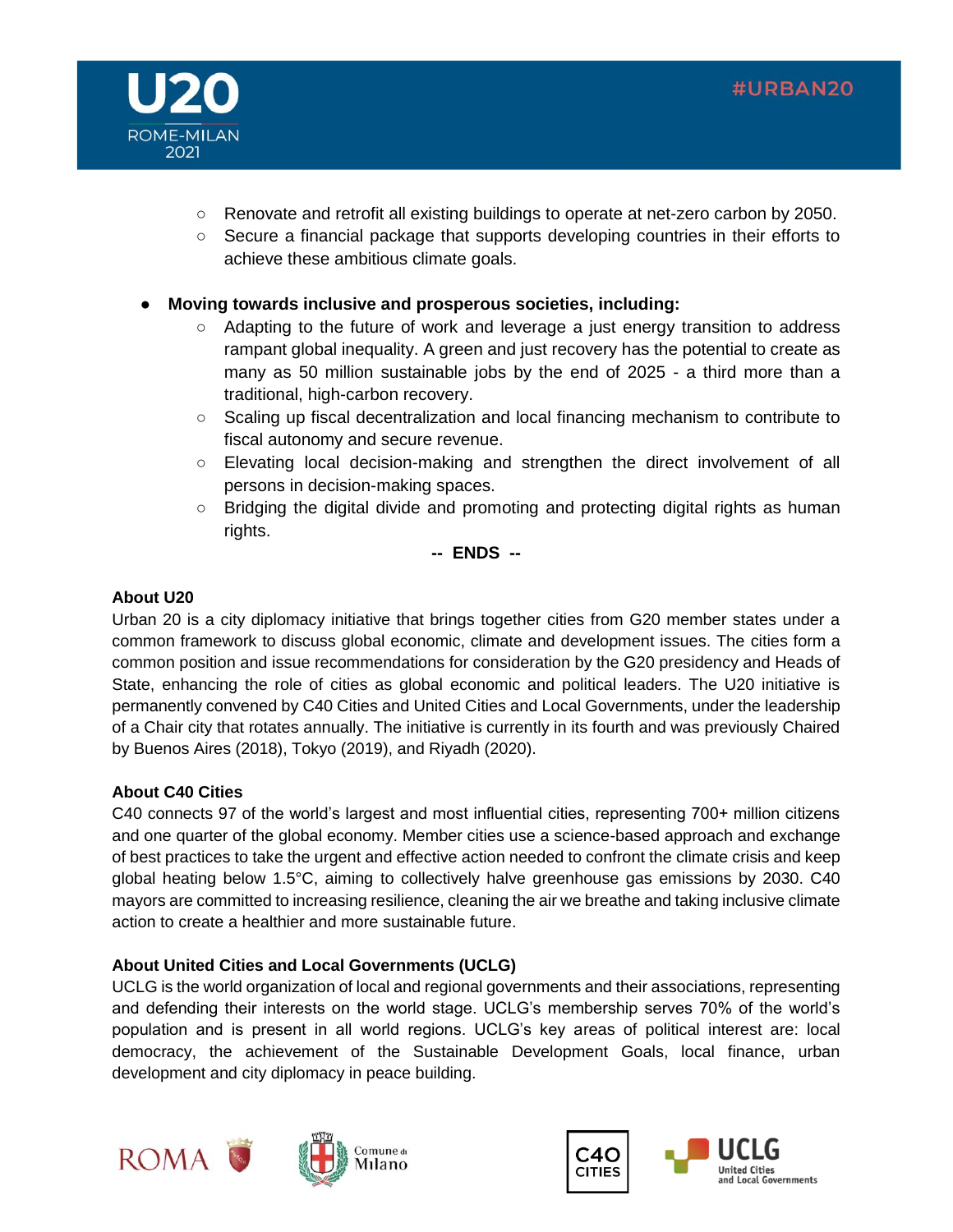- Renovate and retrofit all existing buildings to operate at net-zero carbon by 2050.
    - Secure a financial package that supports developing countries in their efforts to achieve these ambitious climate goals.

- **Moving towards inclusive and prosperous societies, including:**
    - Adapting to the future of work and leverage a just energy transition to address rampant global inequality. A green and just recovery has the potential to create as many as 50 million sustainable jobs by the end of 2025 - a third more than a traditional, high-carbon recovery.
    - Scaling up fiscal decentralization and local financing mechanism to contribute to fiscal autonomy and secure revenue.
    - Elevating local decision-making and strengthen the direct involvement of all persons in decision-making spaces.
    - Bridging the digital divide and promoting and protecting digital rights as human rights.

**-- ENDS --**

**About U20**

Urban 20 is a city diplomacy initiative that brings together cities from G20 member states under a common framework to discuss global economic, climate and development issues. The cities form a common position and issue recommendations for consideration by the G20 presidency and Heads of State, enhancing the role of cities as global economic and political leaders. The U20 initiative is permanently convened by C40 Cities and United Cities and Local Governments, under the leadership of a Chair city that rotates annually. The initiative is currently in its fourth and was previously Chaired by Buenos Aires (2018), Tokyo (2019), and Riyadh (2020).

**About C40 Cities**

C40 connects 97 of the world's largest and most influential cities, representing 700+ million citizens and one quarter of the global economy. Member cities use a science-based approach and exchange of best practices to take the urgent and effective action needed to confront the climate crisis and keep global heating below 1.5°C, aiming to collectively halve greenhouse gas emissions by 2030. C40 mayors are committed to increasing resilience, cleaning the air we breathe and taking inclusive climate action to create a healthier and more sustainable future.

**About United Cities and Local Governments (UCLG)**

UCLG is the world organization of local and regional governments and their associations, representing and defending their interests on the world stage. UCLG's membership serves 70% of the world's population and is present in all world regions. UCLG's key areas of political interest are: local democracy, the achievement of the Sustainable Development Goals, local finance, urban development and city diplomacy in peace building.